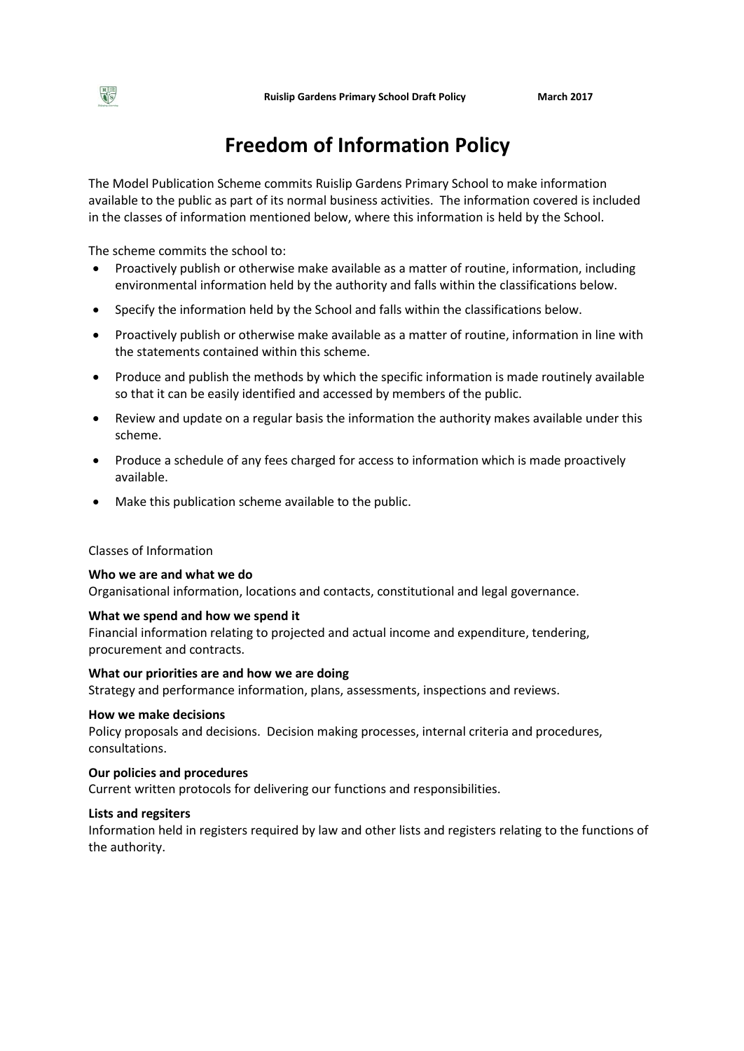# Freedom of Information Policy

The Model Publication Scheme commits Ruislip Gardens Primary School to make information available to the public as part of its normal business activities. The information covered is included in the classes of information mentioned below, where this information is held by the School.

The scheme commits the school to:

- Proactively publish or otherwise make available as a matter of routine, information, including environmental information held by the authority and falls within the classifications below.
- Specify the information held by the School and falls within the classifications below.
- Proactively publish or otherwise make available as a matter of routine, information in line with the statements contained within this scheme.
- Produce and publish the methods by which the specific information is made routinely available so that it can be easily identified and accessed by members of the public.
- Review and update on a regular basis the information the authority makes available under this scheme.
- Produce a schedule of any fees charged for access to information which is made proactively available.
- Make this publication scheme available to the public.

Classes of Information

**Who we are and what we do**
Organisational information, locations and contacts, constitutional and legal governance.

**What we spend and how we spend it**
Financial information relating to projected and actual income and expenditure, tendering, procurement and contracts.

**What our priorities are and how we are doing**
Strategy and performance information, plans, assessments, inspections and reviews.

**How we make decisions**
Policy proposals and decisions. Decision making processes, internal criteria and procedures, consultations.

**Our policies and procedures**
Current written protocols for delivering our functions and responsibilities.

**Lists and regsiters**
Information held in registers required by law and other lists and registers relating to the functions of the authority.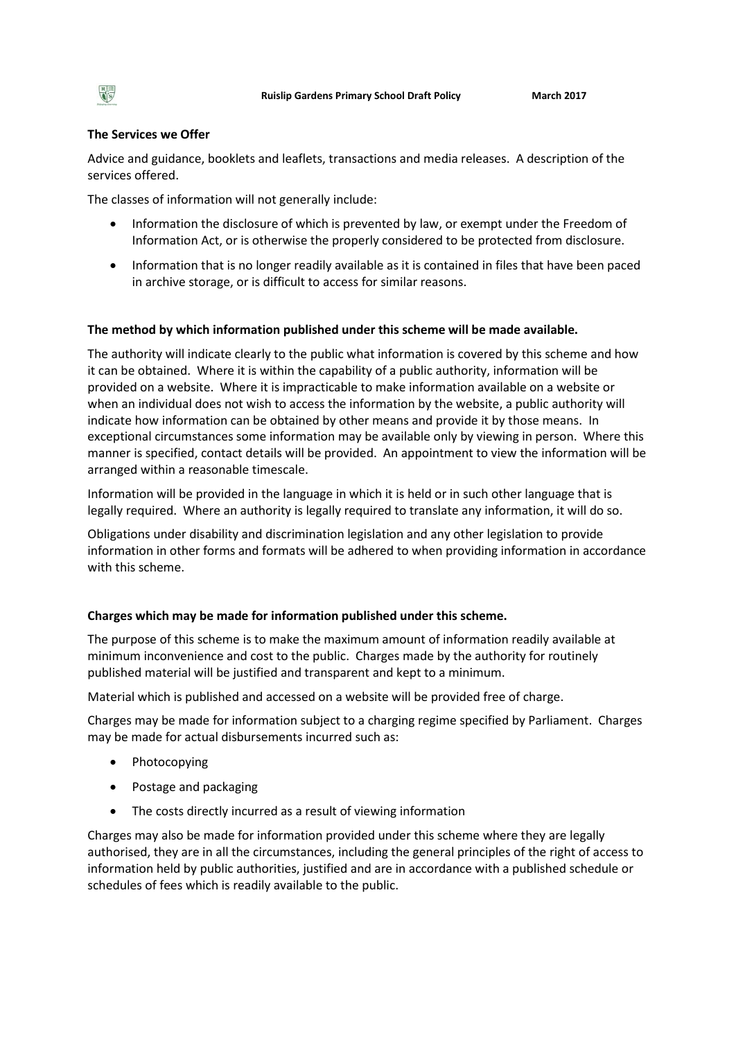**The Services we Offer**

Advice and guidance, booklets and leaflets, transactions and media releases. A description of the services offered.

The classes of information will not generally include:

- Information the disclosure of which is prevented by law, or exempt under the Freedom of Information Act, or is otherwise the properly considered to be protected from disclosure.
- Information that is no longer readily available as it is contained in files that have been paced in archive storage, or is difficult to access for similar reasons.

**The method by which information published under this scheme will be made available.**

The authority will indicate clearly to the public what information is covered by this scheme and how it can be obtained. Where it is within the capability of a public authority, information will be provided on a website. Where it is impracticable to make information available on a website or when an individual does not wish to access the information by the website, a public authority will indicate how information can be obtained by other means and provide it by those means. In exceptional circumstances some information may be available only by viewing in person. Where this manner is specified, contact details will be provided. An appointment to view the information will be arranged within a reasonable timescale.

Information will be provided in the language in which it is held or in such other language that is legally required. Where an authority is legally required to translate any information, it will do so.

Obligations under disability and discrimination legislation and any other legislation to provide information in other forms and formats will be adhered to when providing information in accordance with this scheme.

**Charges which may be made for information published under this scheme.**

The purpose of this scheme is to make the maximum amount of information readily available at minimum inconvenience and cost to the public. Charges made by the authority for routinely published material will be justified and transparent and kept to a minimum.

Material which is published and accessed on a website will be provided free of charge.

Charges may be made for information subject to a charging regime specified by Parliament. Charges may be made for actual disbursements incurred such as:

- Photocopying
- Postage and packaging
- The costs directly incurred as a result of viewing information

Charges may also be made for information provided under this scheme where they are legally authorised, they are in all the circumstances, including the general principles of the right of access to information held by public authorities, justified and are in accordance with a published schedule or schedules of fees which is readily available to the public.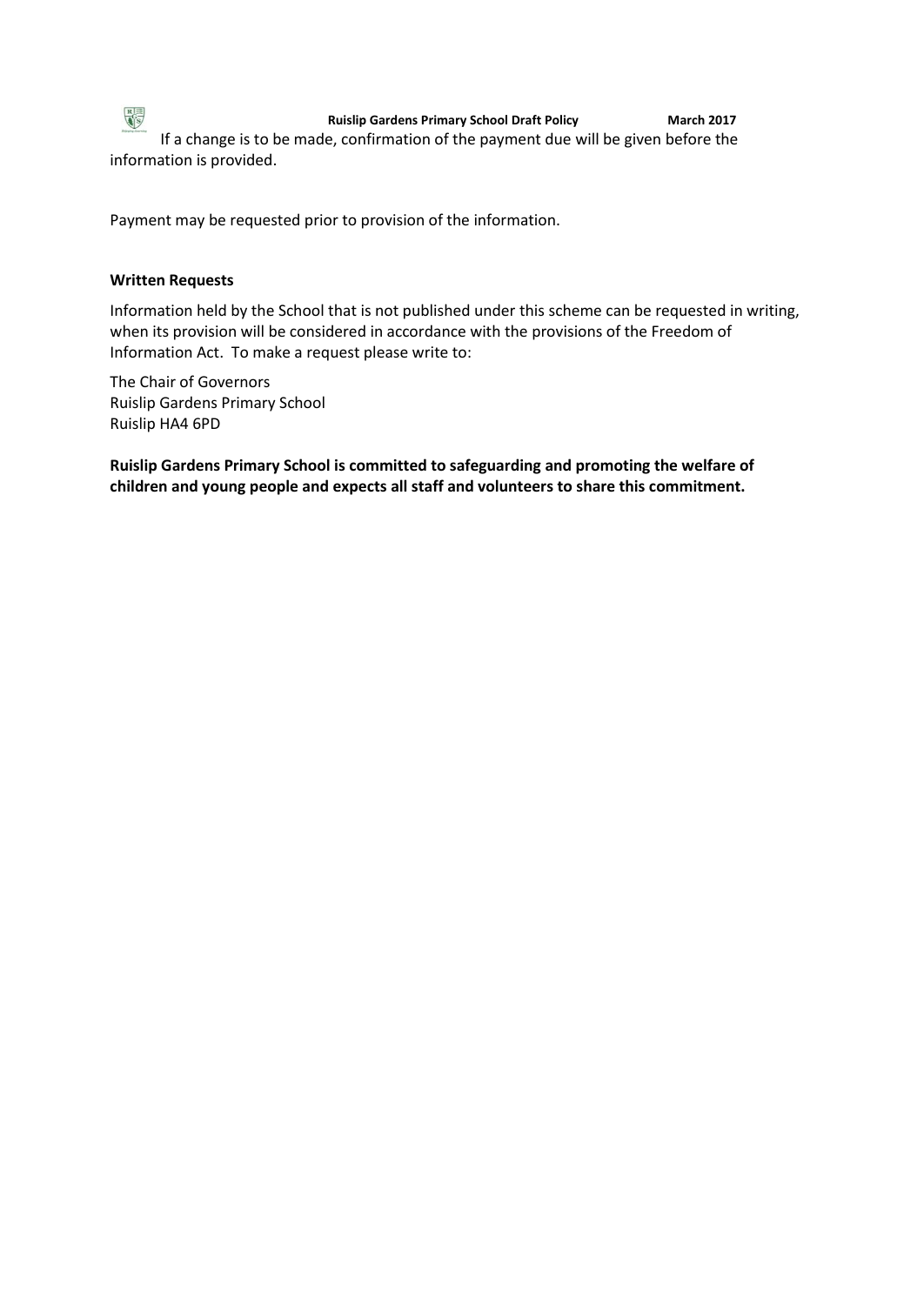If a change is to be made, confirmation of the payment due will be given before the information is provided.

Payment may be requested prior to provision of the information.

**Written Requests**

Information held by the School that is not published under this scheme can be requested in writing, when its provision will be considered in accordance with the provisions of the Freedom of Information Act. To make a request please write to:

The Chair of Governors
Ruislip Gardens Primary School
Ruislip HA4 6PD

**Ruislip Gardens Primary School is committed to safeguarding and promoting the welfare of children and young people and expects all staff and volunteers to share this commitment.**